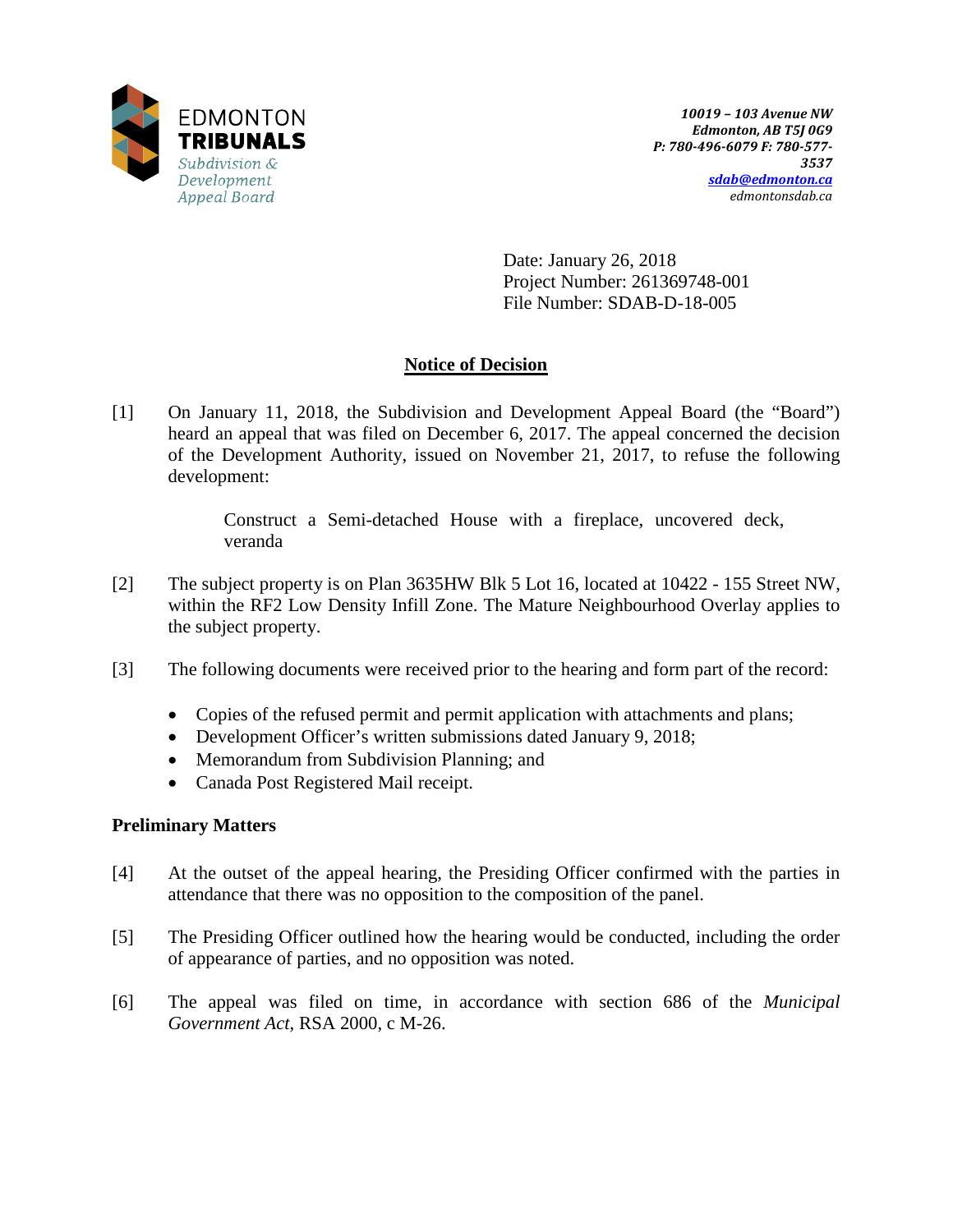EDMONTON
**TRIBUNALS**
*Subdivision & Development Appeal Board*

***10019 – 103 Avenue NW***
***Edmonton, AB T5J 0G9***
***P: 780-496-6079 F: 780-577-3537***
***sdab@edmonton.ca***
*edmontonsdab.ca*

Date: January 26, 2018
Project Number: 261369748-001
File Number: SDAB-D-18-005

## Notice of Decision

[1] On January 11, 2018, the Subdivision and Development Appeal Board (the "Board") heard an appeal that was filed on December 6, 2017. The appeal concerned the decision of the Development Authority, issued on November 21, 2017, to refuse the following development:

> Construct a Semi-detached House with a fireplace, uncovered deck, veranda

[2] The subject property is on Plan 3635HW Blk 5 Lot 16, located at 10422 - 155 Street NW, within the RF2 Low Density Infill Zone. The Mature Neighbourhood Overlay applies to the subject property.

[3] The following documents were received prior to the hearing and form part of the record:

- Copies of the refused permit and permit application with attachments and plans;
- Development Officer's written submissions dated January 9, 2018;
- Memorandum from Subdivision Planning; and
- Canada Post Registered Mail receipt.

**Preliminary Matters**

[4] At the outset of the appeal hearing, the Presiding Officer confirmed with the parties in attendance that there was no opposition to the composition of the panel.

[5] The Presiding Officer outlined how the hearing would be conducted, including the order of appearance of parties, and no opposition was noted.

[6] The appeal was filed on time, in accordance with section 686 of the *Municipal Government Act*, RSA 2000, c M-26.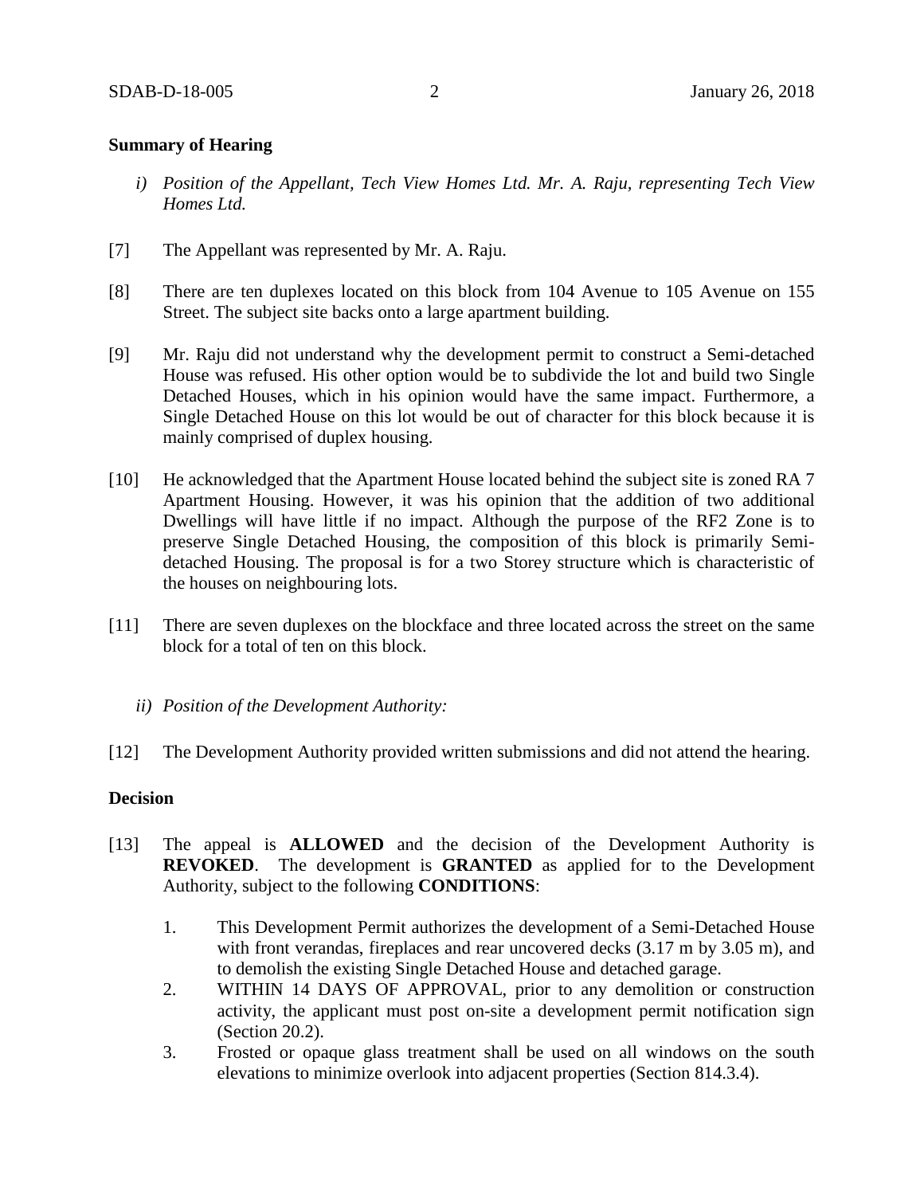### Summary of Hearing

*i) Position of the Appellant, Tech View Homes Ltd. Mr. A. Raju, representing Tech View Homes Ltd.*

[7] The Appellant was represented by Mr. A. Raju.

[8] There are ten duplexes located on this block from 104 Avenue to 105 Avenue on 155 Street. The subject site backs onto a large apartment building.

[9] Mr. Raju did not understand why the development permit to construct a Semi-detached House was refused. His other option would be to subdivide the lot and build two Single Detached Houses, which in his opinion would have the same impact. Furthermore, a Single Detached House on this lot would be out of character for this block because it is mainly comprised of duplex housing.

[10] He acknowledged that the Apartment House located behind the subject site is zoned RA 7 Apartment Housing. However, it was his opinion that the addition of two additional Dwellings will have little if no impact. Although the purpose of the RF2 Zone is to preserve Single Detached Housing, the composition of this block is primarily Semi-detached Housing. The proposal is for a two Storey structure which is characteristic of the houses on neighbouring lots.

[11] There are seven duplexes on the blockface and three located across the street on the same block for a total of ten on this block.

*ii) Position of the Development Authority:*

[12] The Development Authority provided written submissions and did not attend the hearing.

### Decision

[13] The appeal is **ALLOWED** and the decision of the Development Authority is **REVOKED**. The development is **GRANTED** as applied for to the Development Authority, subject to the following **CONDITIONS**:

1. This Development Permit authorizes the development of a Semi-Detached House with front verandas, fireplaces and rear uncovered decks (3.17 m by 3.05 m), and to demolish the existing Single Detached House and detached garage.
2. WITHIN 14 DAYS OF APPROVAL, prior to any demolition or construction activity, the applicant must post on-site a development permit notification sign (Section 20.2).
3. Frosted or opaque glass treatment shall be used on all windows on the south elevations to minimize overlook into adjacent properties (Section 814.3.4).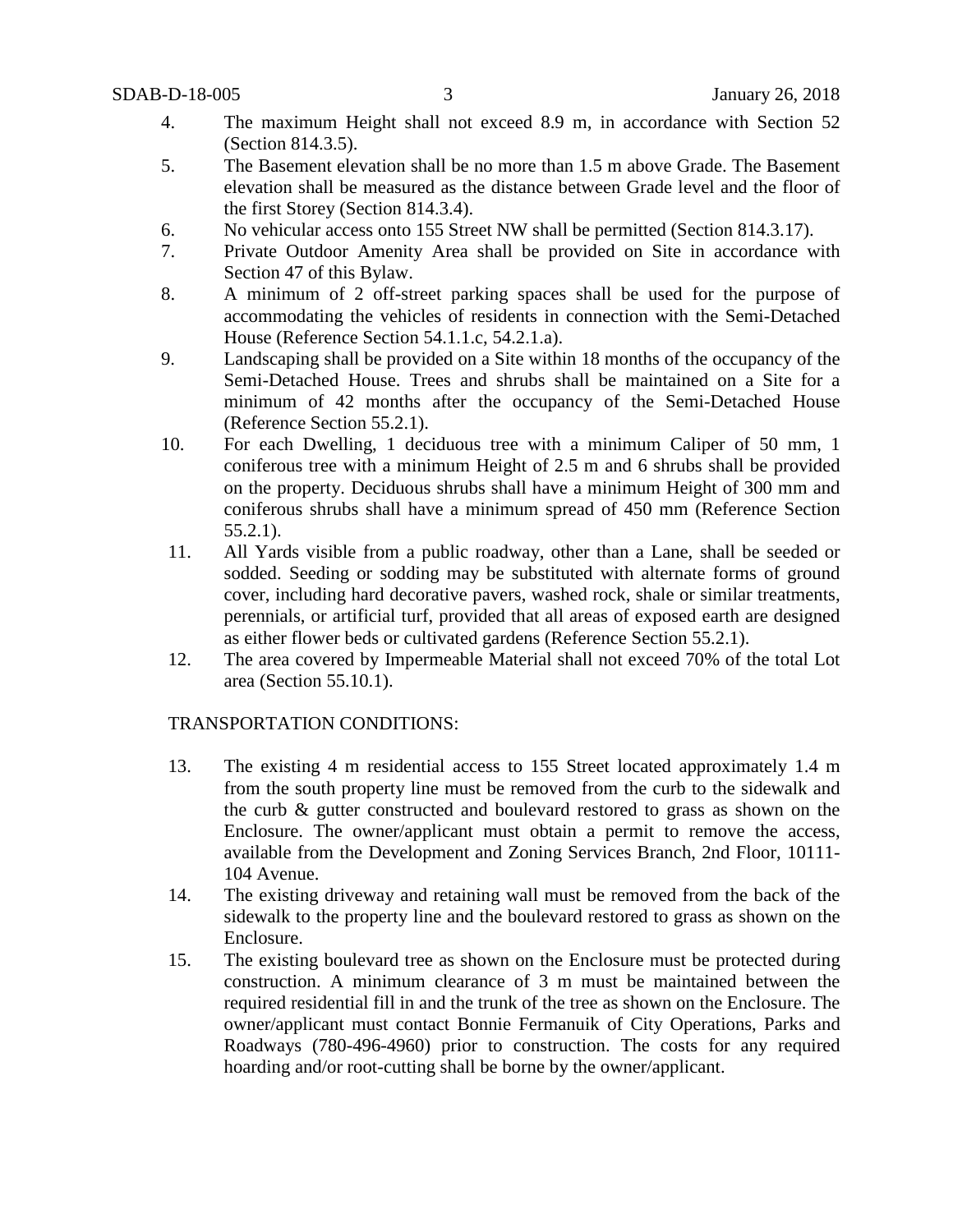4. The maximum Height shall not exceed 8.9 m, in accordance with Section 52 (Section 814.3.5).
5. The Basement elevation shall be no more than 1.5 m above Grade. The Basement elevation shall be measured as the distance between Grade level and the floor of the first Storey (Section 814.3.4).
6. No vehicular access onto 155 Street NW shall be permitted (Section 814.3.17).
7. Private Outdoor Amenity Area shall be provided on Site in accordance with Section 47 of this Bylaw.
8. A minimum of 2 off-street parking spaces shall be used for the purpose of accommodating the vehicles of residents in connection with the Semi-Detached House (Reference Section 54.1.1.c, 54.2.1.a).
9. Landscaping shall be provided on a Site within 18 months of the occupancy of the Semi-Detached House. Trees and shrubs shall be maintained on a Site for a minimum of 42 months after the occupancy of the Semi-Detached House (Reference Section 55.2.1).
10. For each Dwelling, 1 deciduous tree with a minimum Caliper of 50 mm, 1 coniferous tree with a minimum Height of 2.5 m and 6 shrubs shall be provided on the property. Deciduous shrubs shall have a minimum Height of 300 mm and coniferous shrubs shall have a minimum spread of 450 mm (Reference Section 55.2.1).
11. All Yards visible from a public roadway, other than a Lane, shall be seeded or sodded. Seeding or sodding may be substituted with alternate forms of ground cover, including hard decorative pavers, washed rock, shale or similar treatments, perennials, or artificial turf, provided that all areas of exposed earth are designed as either flower beds or cultivated gardens (Reference Section 55.2.1).
12. The area covered by Impermeable Material shall not exceed 70% of the total Lot area (Section 55.10.1).

TRANSPORTATION CONDITIONS:

13. The existing 4 m residential access to 155 Street located approximately 1.4 m from the south property line must be removed from the curb to the sidewalk and the curb & gutter constructed and boulevard restored to grass as shown on the Enclosure. The owner/applicant must obtain a permit to remove the access, available from the Development and Zoning Services Branch, 2nd Floor, 10111-104 Avenue.
14. The existing driveway and retaining wall must be removed from the back of the sidewalk to the property line and the boulevard restored to grass as shown on the Enclosure.
15. The existing boulevard tree as shown on the Enclosure must be protected during construction. A minimum clearance of 3 m must be maintained between the required residential fill in and the trunk of the tree as shown on the Enclosure. The owner/applicant must contact Bonnie Fermanuik of City Operations, Parks and Roadways (780-496-4960) prior to construction. The costs for any required hoarding and/or root-cutting shall be borne by the owner/applicant.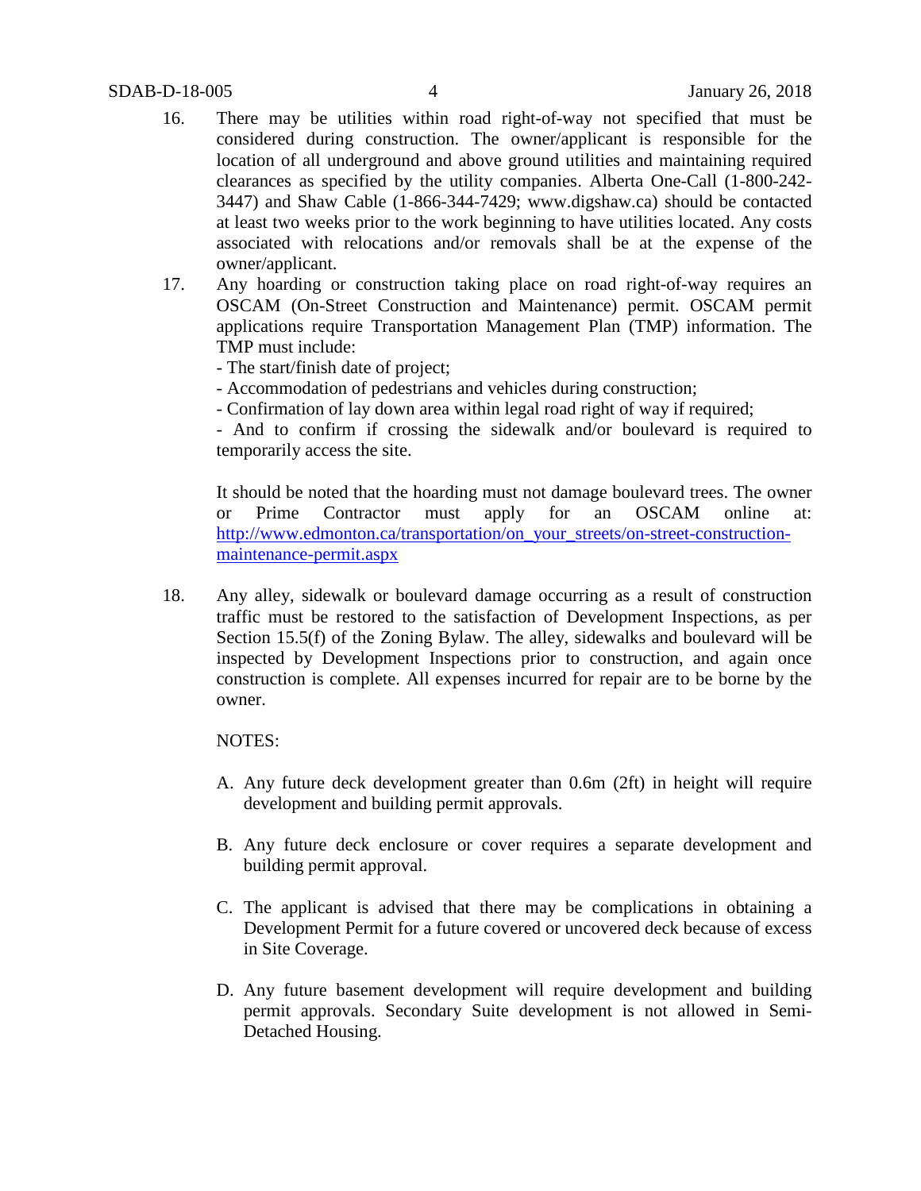16. There may be utilities within road right-of-way not specified that must be considered during construction. The owner/applicant is responsible for the location of all underground and above ground utilities and maintaining required clearances as specified by the utility companies. Alberta One-Call (1-800-242-3447) and Shaw Cable (1-866-344-7429; www.digshaw.ca) should be contacted at least two weeks prior to the work beginning to have utilities located. Any costs associated with relocations and/or removals shall be at the expense of the owner/applicant.

17. Any hoarding or construction taking place on road right-of-way requires an OSCAM (On-Street Construction and Maintenance) permit. OSCAM permit applications require Transportation Management Plan (TMP) information. The TMP must include:
    - The start/finish date of project;
    - Accommodation of pedestrians and vehicles during construction;
    - Confirmation of lay down area within legal road right of way if required;
    - And to confirm if crossing the sidewalk and/or boulevard is required to temporarily access the site.

    It should be noted that the hoarding must not damage boulevard trees. The owner or Prime Contractor must apply for an OSCAM online at: http://www.edmonton.ca/transportation/on_your_streets/on-street-construction-maintenance-permit.aspx

18. Any alley, sidewalk or boulevard damage occurring as a result of construction traffic must be restored to the satisfaction of Development Inspections, as per Section 15.5(f) of the Zoning Bylaw. The alley, sidewalks and boulevard will be inspected by Development Inspections prior to construction, and again once construction is complete. All expenses incurred for repair are to be borne by the owner.

NOTES:

A. Any future deck development greater than 0.6m (2ft) in height will require development and building permit approvals.

B. Any future deck enclosure or cover requires a separate development and building permit approval.

C. The applicant is advised that there may be complications in obtaining a Development Permit for a future covered or uncovered deck because of excess in Site Coverage.

D. Any future basement development will require development and building permit approvals. Secondary Suite development is not allowed in Semi-Detached Housing.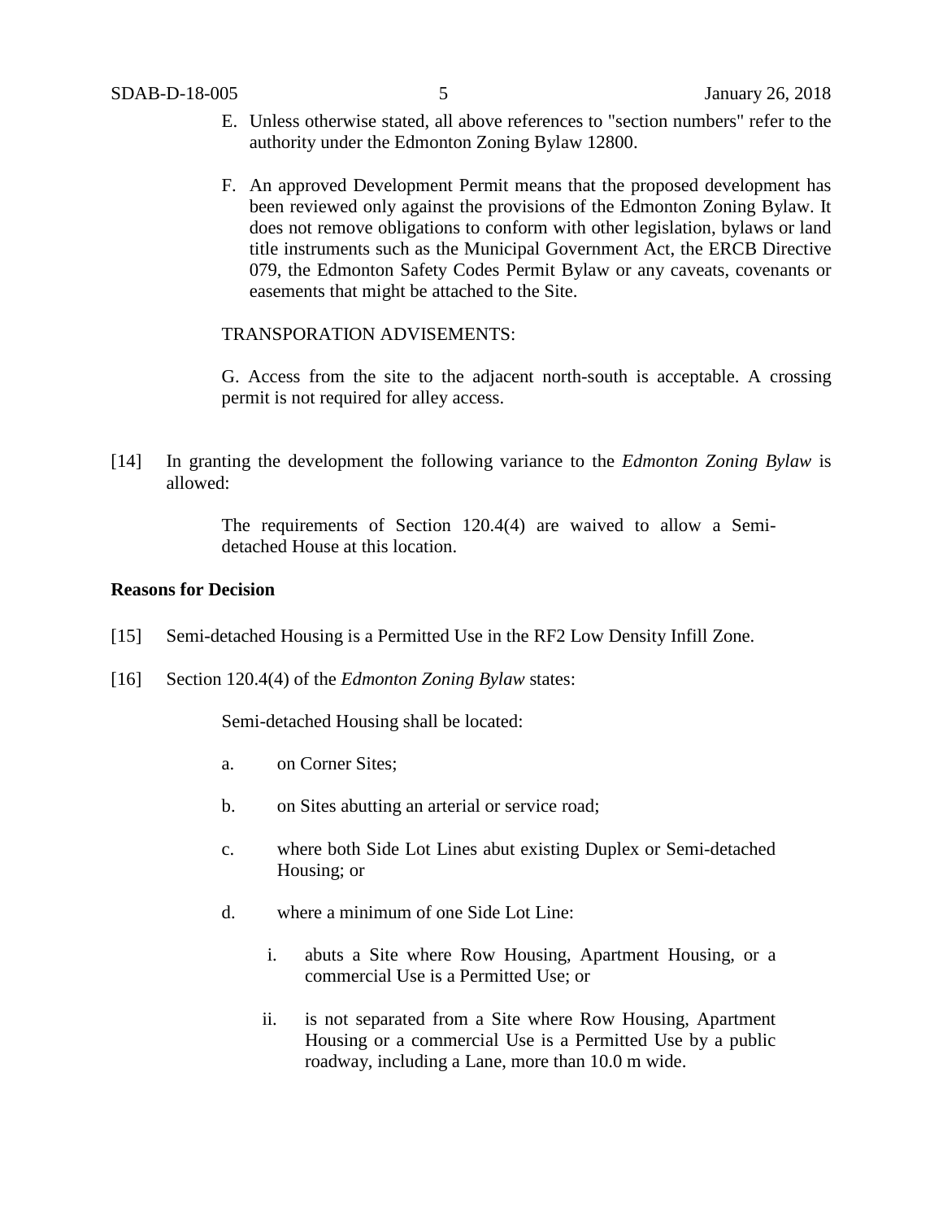E. Unless otherwise stated, all above references to "section numbers" refer to the authority under the Edmonton Zoning Bylaw 12800.

F. An approved Development Permit means that the proposed development has been reviewed only against the provisions of the Edmonton Zoning Bylaw. It does not remove obligations to conform with other legislation, bylaws or land title instruments such as the Municipal Government Act, the ERCB Directive 079, the Edmonton Safety Codes Permit Bylaw or any caveats, covenants or easements that might be attached to the Site.

TRANSPORATION ADVISEMENTS:

G. Access from the site to the adjacent north-south is acceptable. A crossing permit is not required for alley access.

[14] In granting the development the following variance to the *Edmonton Zoning Bylaw* is allowed:

> The requirements of Section 120.4(4) are waived to allow a Semi-detached House at this location.

**Reasons for Decision**

[15] Semi-detached Housing is a Permitted Use in the RF2 Low Density Infill Zone.

[16] Section 120.4(4) of the *Edmonton Zoning Bylaw* states:

> Semi-detached Housing shall be located:
>
> a. on Corner Sites;
>
> b. on Sites abutting an arterial or service road;
>
> c. where both Side Lot Lines abut existing Duplex or Semi-detached Housing; or
>
> d. where a minimum of one Side Lot Line:
>
> i. abuts a Site where Row Housing, Apartment Housing, or a commercial Use is a Permitted Use; or
>
> ii. is not separated from a Site where Row Housing, Apartment Housing or a commercial Use is a Permitted Use by a public roadway, including a Lane, more than 10.0 m wide.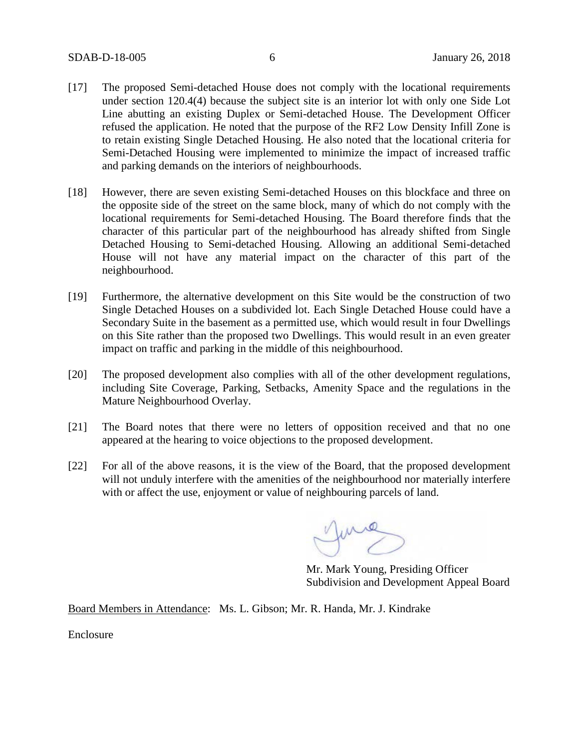[17] The proposed Semi-detached House does not comply with the locational requirements under section 120.4(4) because the subject site is an interior lot with only one Side Lot Line abutting an existing Duplex or Semi-detached House. The Development Officer refused the application. He noted that the purpose of the RF2 Low Density Infill Zone is to retain existing Single Detached Housing. He also noted that the locational criteria for Semi-Detached Housing were implemented to minimize the impact of increased traffic and parking demands on the interiors of neighbourhoods.

[18] However, there are seven existing Semi-detached Houses on this blockface and three on the opposite side of the street on the same block, many of which do not comply with the locational requirements for Semi-detached Housing. The Board therefore finds that the character of this particular part of the neighbourhood has already shifted from Single Detached Housing to Semi-detached Housing. Allowing an additional Semi-detached House will not have any material impact on the character of this part of the neighbourhood.

[19] Furthermore, the alternative development on this Site would be the construction of two Single Detached Houses on a subdivided lot. Each Single Detached House could have a Secondary Suite in the basement as a permitted use, which would result in four Dwellings on this Site rather than the proposed two Dwellings. This would result in an even greater impact on traffic and parking in the middle of this neighbourhood.

[20] The proposed development also complies with all of the other development regulations, including Site Coverage, Parking, Setbacks, Amenity Space and the regulations in the Mature Neighbourhood Overlay.

[21] The Board notes that there were no letters of opposition received and that no one appeared at the hearing to voice objections to the proposed development.

[22] For all of the above reasons, it is the view of the Board, that the proposed development will not unduly interfere with the amenities of the neighbourhood nor materially interfere with or affect the use, enjoyment or value of neighbouring parcels of land.

Mr. Mark Young, Presiding Officer
Subdivision and Development Appeal Board

Board Members in Attendance: Ms. L. Gibson; Mr. R. Handa, Mr. J. Kindrake

Enclosure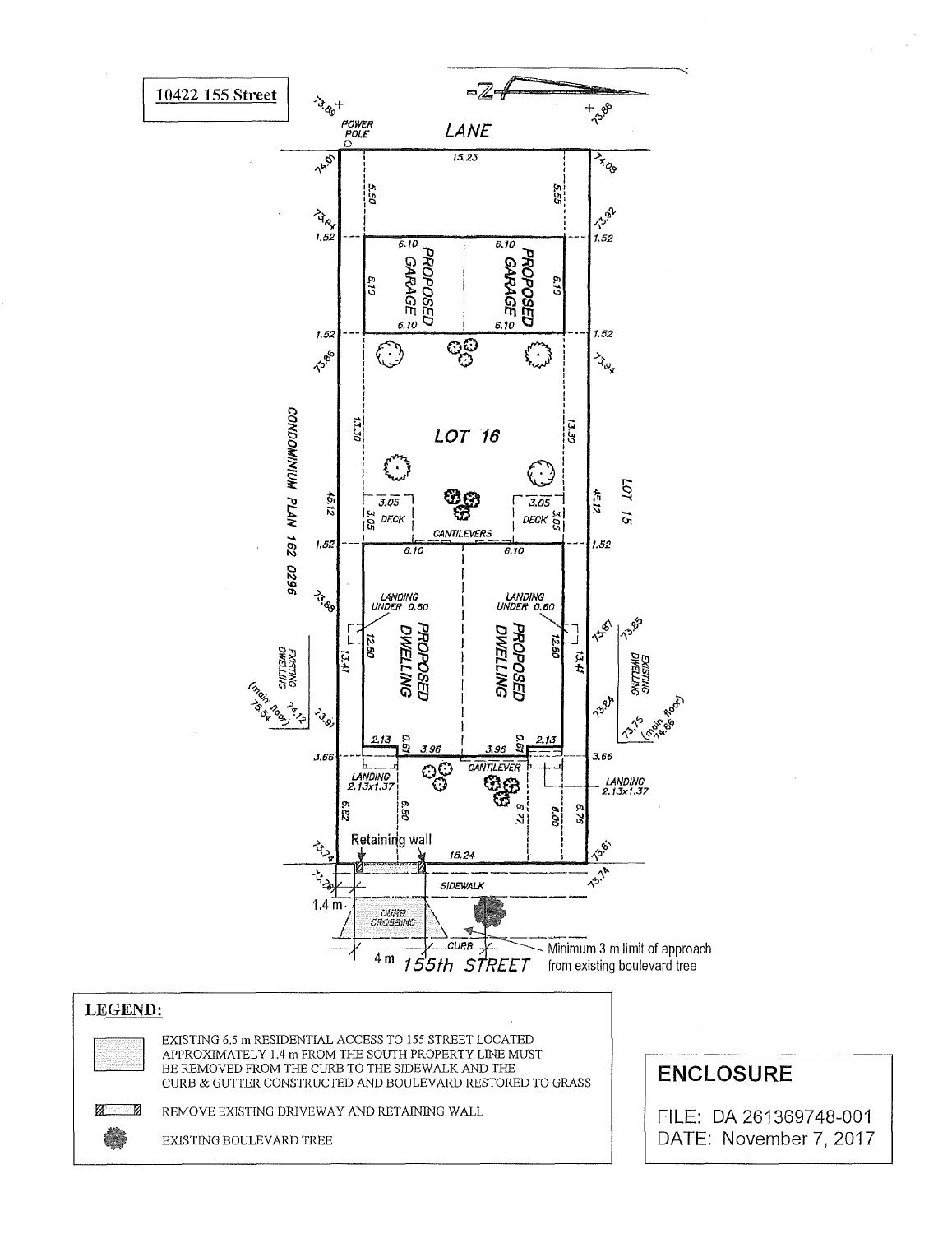**10422 155 Street**

LANE

POWER POLE

PROPOSED GARAGE

PROPOSED GARAGE

LOT 16

LOT 15

CONDOMINIUM PLAN 162 0296

DECK

DECK

CANTILEVERS

LANDING UNDER 0.60

LANDING UNDER 0.60

PROPOSED DWELLING

PROPOSED DWELLING

EXISTING DWELLING (main floor)

EXISTING DWELLING (main floor)

LANDING 2.13x1.37

CANTILEVER

LANDING 2.13x1.37

Retaining wall

SIDEWALK

CURB CROSSING

CURB

1.4 m

4 m

155th STREET

Minimum 3 m limit of approach from existing boulevard tree

## LEGEND:

- EXISTING 6.5 m RESIDENTIAL ACCESS TO 155 STREET LOCATED APPROXIMATELY 1.4 m FROM THE SOUTH PROPERTY LINE MUST BE REMOVED FROM THE CURB TO THE SIDEWALK AND THE CURB & GUTTER CONSTRUCTED AND BOULEVARD RESTORED TO GRASS
- REMOVE EXISTING DRIVEWAY AND RETAINING WALL
- EXISTING BOULEVARD TREE

**ENCLOSURE**

FILE: DA 261369748-001

DATE: November 7, 2017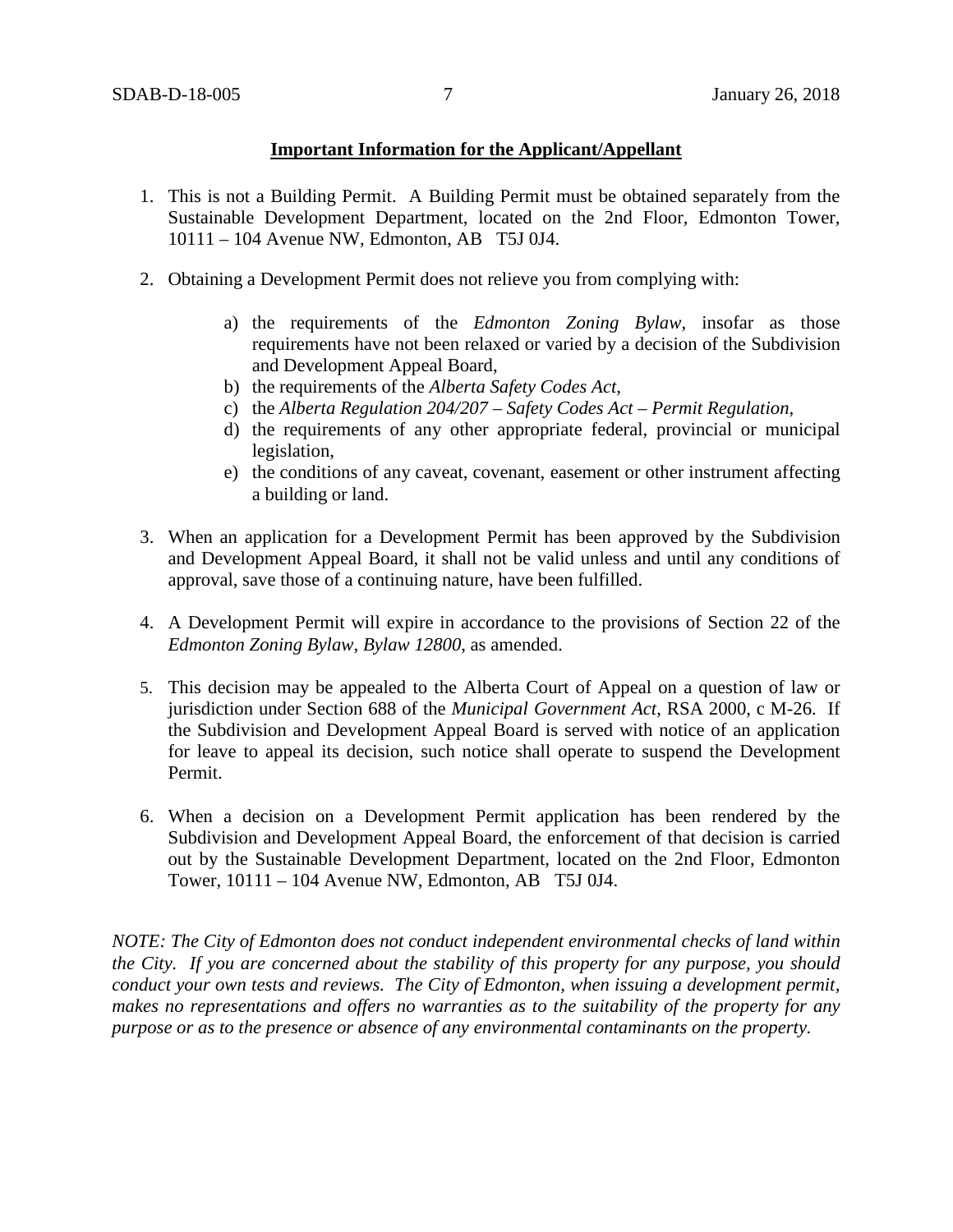**Important Information for the Applicant/Appellant**

1. This is not a Building Permit. A Building Permit must be obtained separately from the Sustainable Development Department, located on the 2nd Floor, Edmonton Tower, 10111 – 104 Avenue NW, Edmonton, AB T5J 0J4.

2. Obtaining a Development Permit does not relieve you from complying with:

    a) the requirements of the *Edmonton Zoning Bylaw*, insofar as those requirements have not been relaxed or varied by a decision of the Subdivision and Development Appeal Board,
    b) the requirements of the *Alberta Safety Codes Act*,
    c) the *Alberta Regulation 204/207 – Safety Codes Act – Permit Regulation*,
    d) the requirements of any other appropriate federal, provincial or municipal legislation,
    e) the conditions of any caveat, covenant, easement or other instrument affecting a building or land.

3. When an application for a Development Permit has been approved by the Subdivision and Development Appeal Board, it shall not be valid unless and until any conditions of approval, save those of a continuing nature, have been fulfilled.

4. A Development Permit will expire in accordance to the provisions of Section 22 of the *Edmonton Zoning Bylaw, Bylaw 12800*, as amended.

5. This decision may be appealed to the Alberta Court of Appeal on a question of law or jurisdiction under Section 688 of the *Municipal Government Act*, RSA 2000, c M-26. If the Subdivision and Development Appeal Board is served with notice of an application for leave to appeal its decision, such notice shall operate to suspend the Development Permit.

6. When a decision on a Development Permit application has been rendered by the Subdivision and Development Appeal Board, the enforcement of that decision is carried out by the Sustainable Development Department, located on the 2nd Floor, Edmonton Tower, 10111 – 104 Avenue NW, Edmonton, AB T5J 0J4.

*NOTE: The City of Edmonton does not conduct independent environmental checks of land within the City. If you are concerned about the stability of this property for any purpose, you should conduct your own tests and reviews. The City of Edmonton, when issuing a development permit, makes no representations and offers no warranties as to the suitability of the property for any purpose or as to the presence or absence of any environmental contaminants on the property.*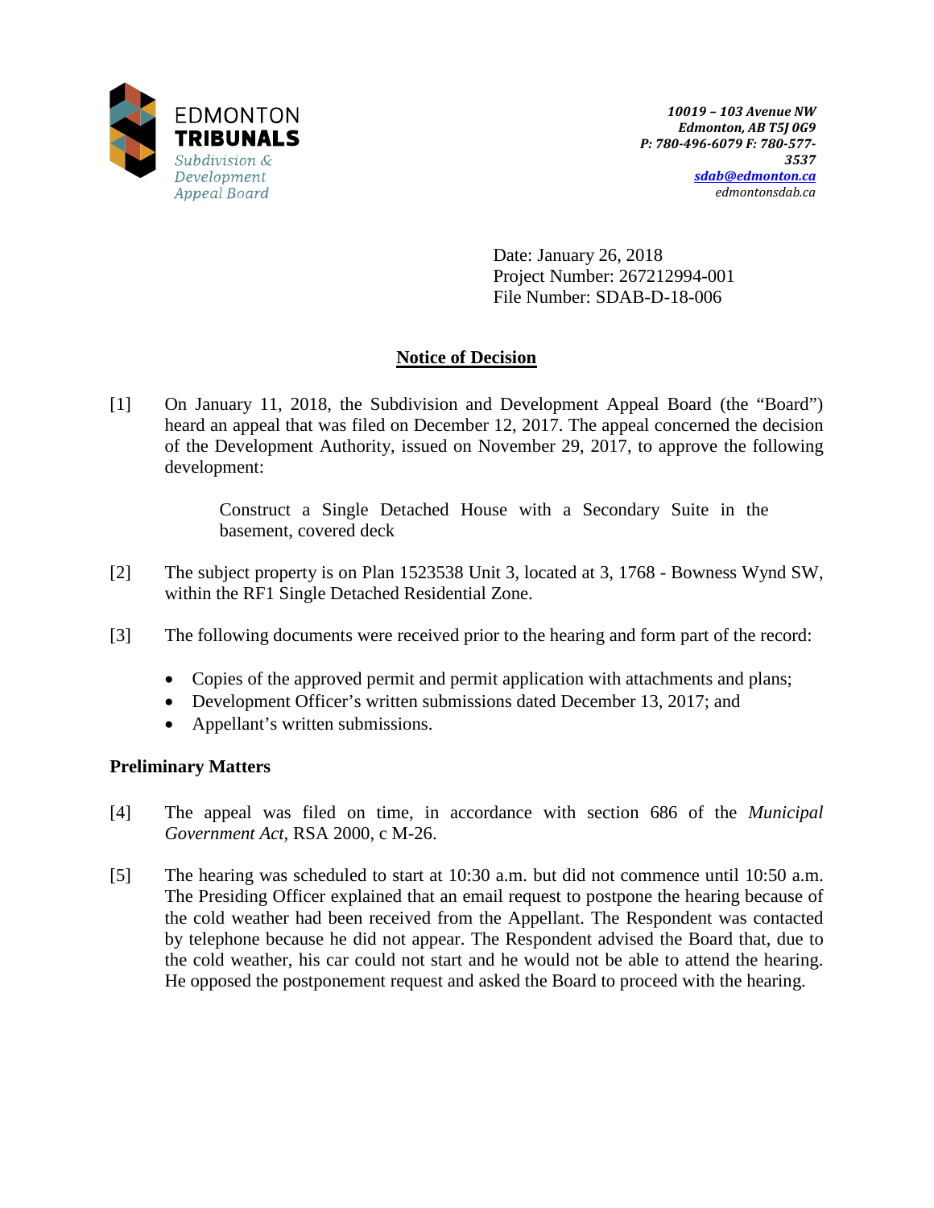EDMONTON
**TRIBUNALS**
*Subdivision & Development Appeal Board*

***10019 – 103 Avenue NW***
***Edmonton, AB T5J 0G9***
***P: 780-496-6079 F: 780-577-3537***
***sdab@edmonton.ca***
*edmontonsdab.ca*

Date: January 26, 2018
Project Number: 267212994-001
File Number: SDAB-D-18-006

## Notice of Decision

[1] On January 11, 2018, the Subdivision and Development Appeal Board (the "Board") heard an appeal that was filed on December 12, 2017. The appeal concerned the decision of the Development Authority, issued on November 29, 2017, to approve the following development:

> Construct a Single Detached House with a Secondary Suite in the basement, covered deck

[2] The subject property is on Plan 1523538 Unit 3, located at 3, 1768 - Bowness Wynd SW, within the RF1 Single Detached Residential Zone.

[3] The following documents were received prior to the hearing and form part of the record:

- Copies of the approved permit and permit application with attachments and plans;
- Development Officer's written submissions dated December 13, 2017; and
- Appellant's written submissions.

### Preliminary Matters

[4] The appeal was filed on time, in accordance with section 686 of the *Municipal Government Act*, RSA 2000, c M-26.

[5] The hearing was scheduled to start at 10:30 a.m. but did not commence until 10:50 a.m. The Presiding Officer explained that an email request to postpone the hearing because of the cold weather had been received from the Appellant. The Respondent was contacted by telephone because he did not appear. The Respondent advised the Board that, due to the cold weather, his car could not start and he would not be able to attend the hearing. He opposed the postponement request and asked the Board to proceed with the hearing.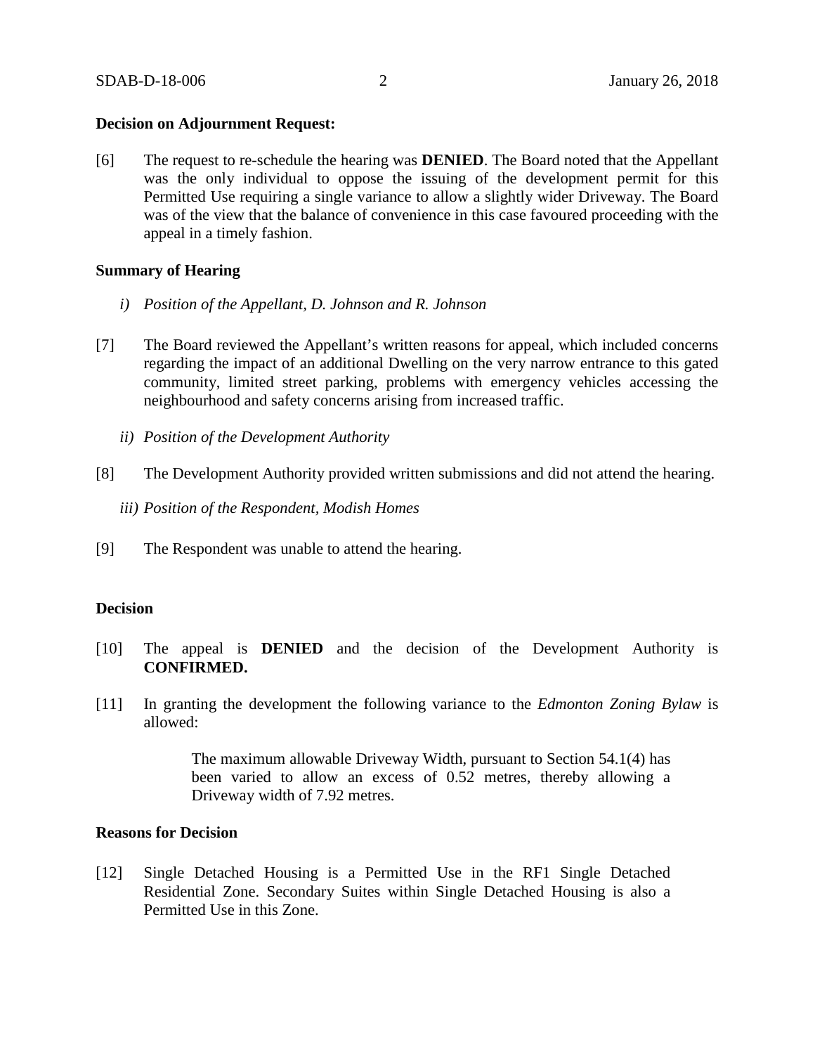**Decision on Adjournment Request:**

[6] The request to re-schedule the hearing was **DENIED**. The Board noted that the Appellant was the only individual to oppose the issuing of the development permit for this Permitted Use requiring a single variance to allow a slightly wider Driveway. The Board was of the view that the balance of convenience in this case favoured proceeding with the appeal in a timely fashion.

**Summary of Hearing**

*i) Position of the Appellant, D. Johnson and R. Johnson*

[7] The Board reviewed the Appellant's written reasons for appeal, which included concerns regarding the impact of an additional Dwelling on the very narrow entrance to this gated community, limited street parking, problems with emergency vehicles accessing the neighbourhood and safety concerns arising from increased traffic.

*ii) Position of the Development Authority*

[8] The Development Authority provided written submissions and did not attend the hearing.

*iii) Position of the Respondent, Modish Homes*

[9] The Respondent was unable to attend the hearing.

**Decision**

[10] The appeal is **DENIED** and the decision of the Development Authority is **CONFIRMED.**

[11] In granting the development the following variance to the *Edmonton Zoning Bylaw* is allowed:

> The maximum allowable Driveway Width, pursuant to Section 54.1(4) has been varied to allow an excess of 0.52 metres, thereby allowing a Driveway width of 7.92 metres.

**Reasons for Decision**

[12] Single Detached Housing is a Permitted Use in the RF1 Single Detached Residential Zone. Secondary Suites within Single Detached Housing is also a Permitted Use in this Zone.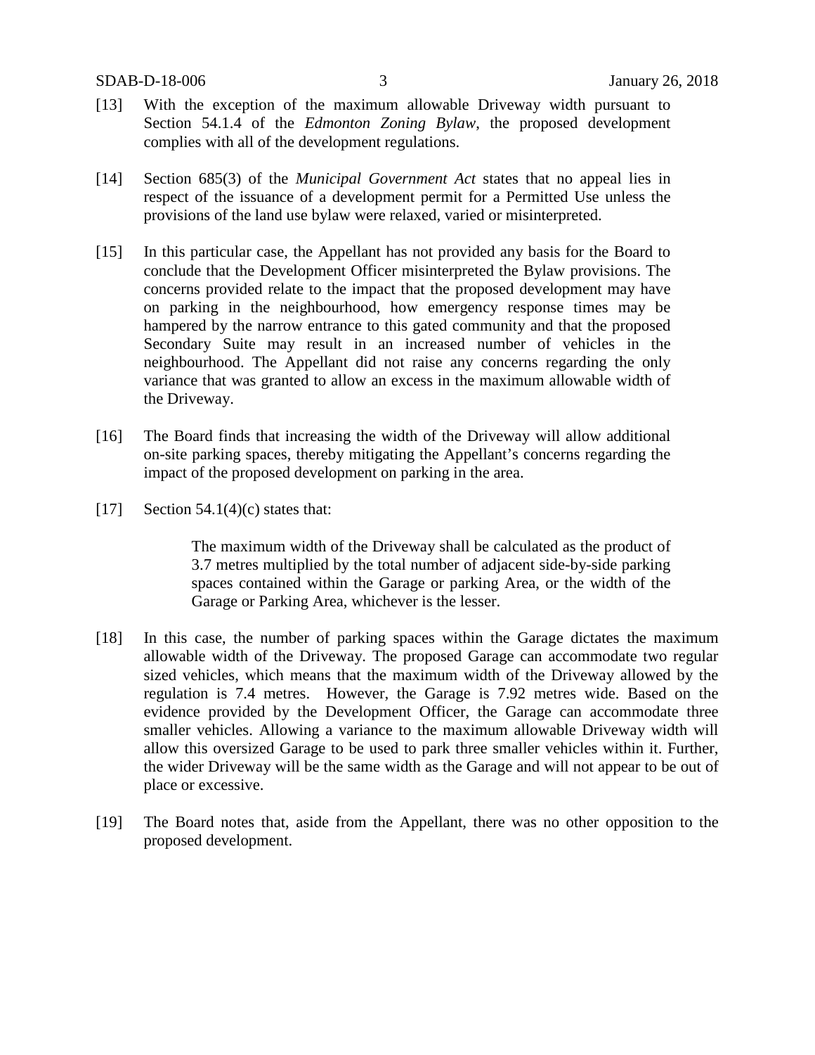[13] With the exception of the maximum allowable Driveway width pursuant to Section 54.1.4 of the *Edmonton Zoning Bylaw*, the proposed development complies with all of the development regulations.

[14] Section 685(3) of the *Municipal Government Act* states that no appeal lies in respect of the issuance of a development permit for a Permitted Use unless the provisions of the land use bylaw were relaxed, varied or misinterpreted.

[15] In this particular case, the Appellant has not provided any basis for the Board to conclude that the Development Officer misinterpreted the Bylaw provisions. The concerns provided relate to the impact that the proposed development may have on parking in the neighbourhood, how emergency response times may be hampered by the narrow entrance to this gated community and that the proposed Secondary Suite may result in an increased number of vehicles in the neighbourhood. The Appellant did not raise any concerns regarding the only variance that was granted to allow an excess in the maximum allowable width of the Driveway.

[16] The Board finds that increasing the width of the Driveway will allow additional on-site parking spaces, thereby mitigating the Appellant's concerns regarding the impact of the proposed development on parking in the area.

[17] Section 54.1(4)(c) states that:

> The maximum width of the Driveway shall be calculated as the product of 3.7 metres multiplied by the total number of adjacent side-by-side parking spaces contained within the Garage or parking Area, or the width of the Garage or Parking Area, whichever is the lesser.

[18] In this case, the number of parking spaces within the Garage dictates the maximum allowable width of the Driveway. The proposed Garage can accommodate two regular sized vehicles, which means that the maximum width of the Driveway allowed by the regulation is 7.4 metres. However, the Garage is 7.92 metres wide. Based on the evidence provided by the Development Officer, the Garage can accommodate three smaller vehicles. Allowing a variance to the maximum allowable Driveway width will allow this oversized Garage to be used to park three smaller vehicles within it. Further, the wider Driveway will be the same width as the Garage and will not appear to be out of place or excessive.

[19] The Board notes that, aside from the Appellant, there was no other opposition to the proposed development.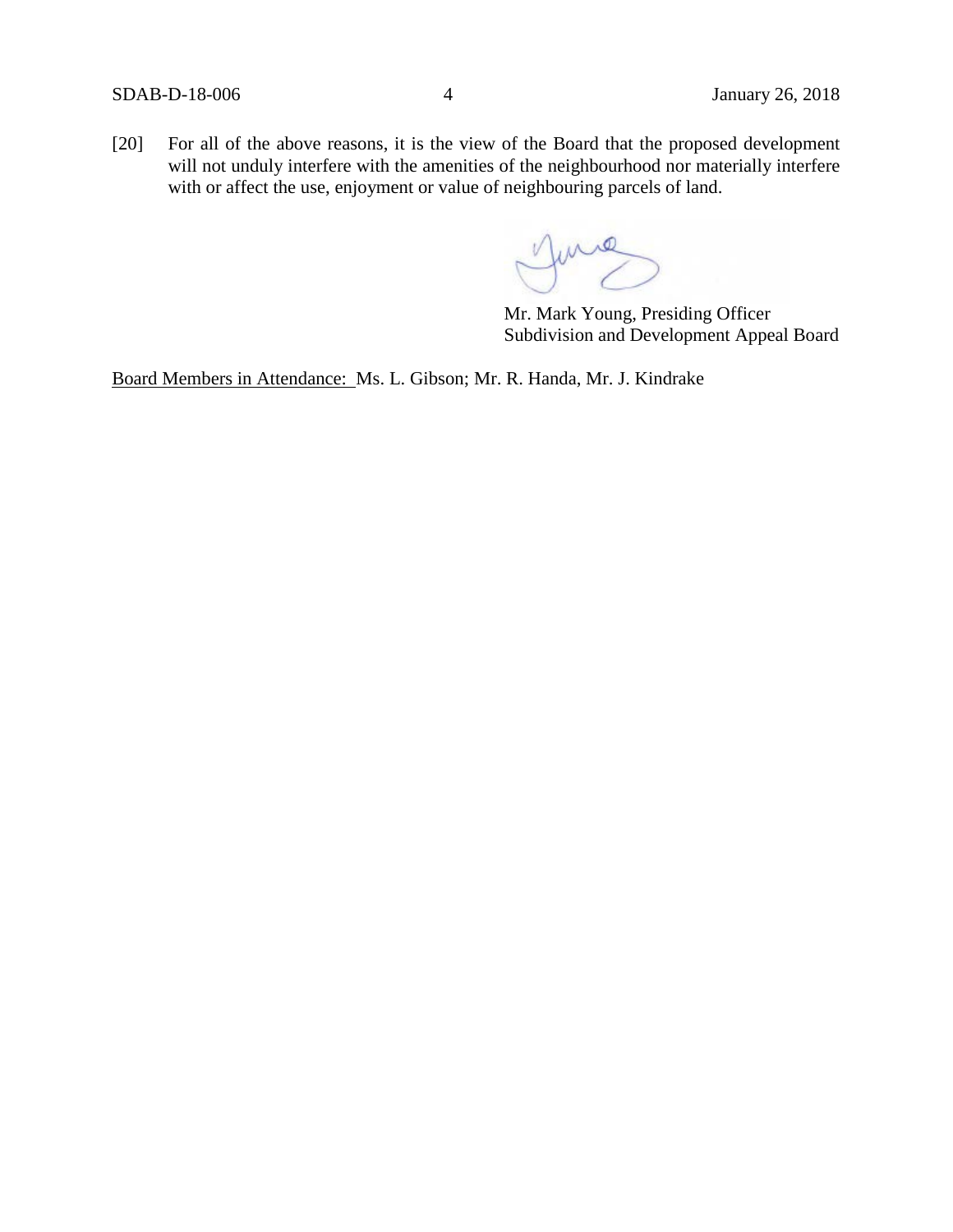[20] For all of the above reasons, it is the view of the Board that the proposed development will not unduly interfere with the amenities of the neighbourhood nor materially interfere with or affect the use, enjoyment or value of neighbouring parcels of land.

Mr. Mark Young, Presiding Officer
Subdivision and Development Appeal Board

Board Members in Attendance: Ms. L. Gibson; Mr. R. Handa, Mr. J. Kindrake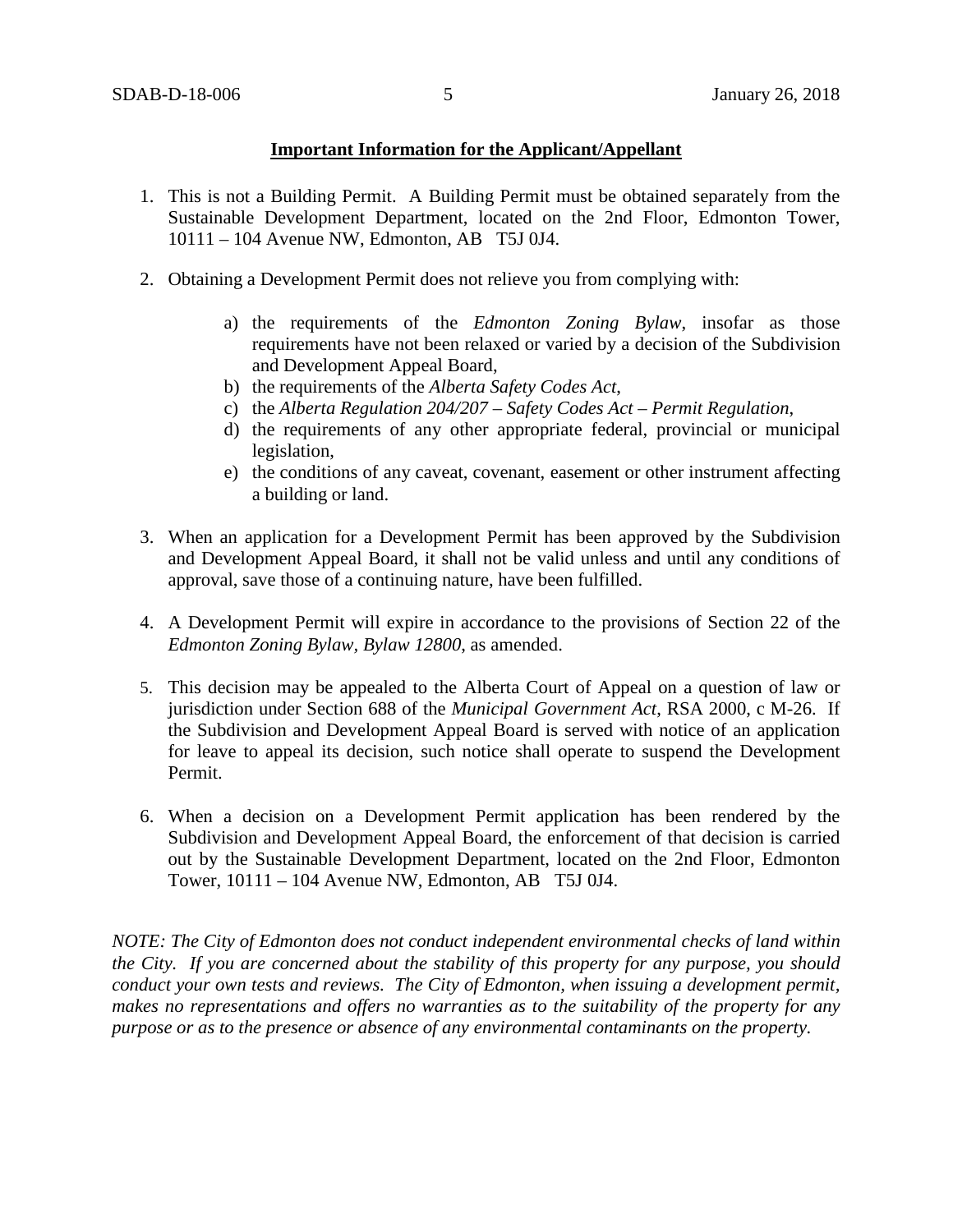**Important Information for the Applicant/Appellant**

1. This is not a Building Permit. A Building Permit must be obtained separately from the Sustainable Development Department, located on the 2nd Floor, Edmonton Tower, 10111 – 104 Avenue NW, Edmonton, AB T5J 0J4.

2. Obtaining a Development Permit does not relieve you from complying with:

    a) the requirements of the *Edmonton Zoning Bylaw*, insofar as those requirements have not been relaxed or varied by a decision of the Subdivision and Development Appeal Board,
    b) the requirements of the *Alberta Safety Codes Act*,
    c) the *Alberta Regulation 204/207 – Safety Codes Act – Permit Regulation*,
    d) the requirements of any other appropriate federal, provincial or municipal legislation,
    e) the conditions of any caveat, covenant, easement or other instrument affecting a building or land.

3. When an application for a Development Permit has been approved by the Subdivision and Development Appeal Board, it shall not be valid unless and until any conditions of approval, save those of a continuing nature, have been fulfilled.

4. A Development Permit will expire in accordance to the provisions of Section 22 of the *Edmonton Zoning Bylaw, Bylaw 12800*, as amended.

5. This decision may be appealed to the Alberta Court of Appeal on a question of law or jurisdiction under Section 688 of the *Municipal Government Act*, RSA 2000, c M-26. If the Subdivision and Development Appeal Board is served with notice of an application for leave to appeal its decision, such notice shall operate to suspend the Development Permit.

6. When a decision on a Development Permit application has been rendered by the Subdivision and Development Appeal Board, the enforcement of that decision is carried out by the Sustainable Development Department, located on the 2nd Floor, Edmonton Tower, 10111 – 104 Avenue NW, Edmonton, AB T5J 0J4.

*NOTE: The City of Edmonton does not conduct independent environmental checks of land within the City. If you are concerned about the stability of this property for any purpose, you should conduct your own tests and reviews. The City of Edmonton, when issuing a development permit, makes no representations and offers no warranties as to the suitability of the property for any purpose or as to the presence or absence of any environmental contaminants on the property.*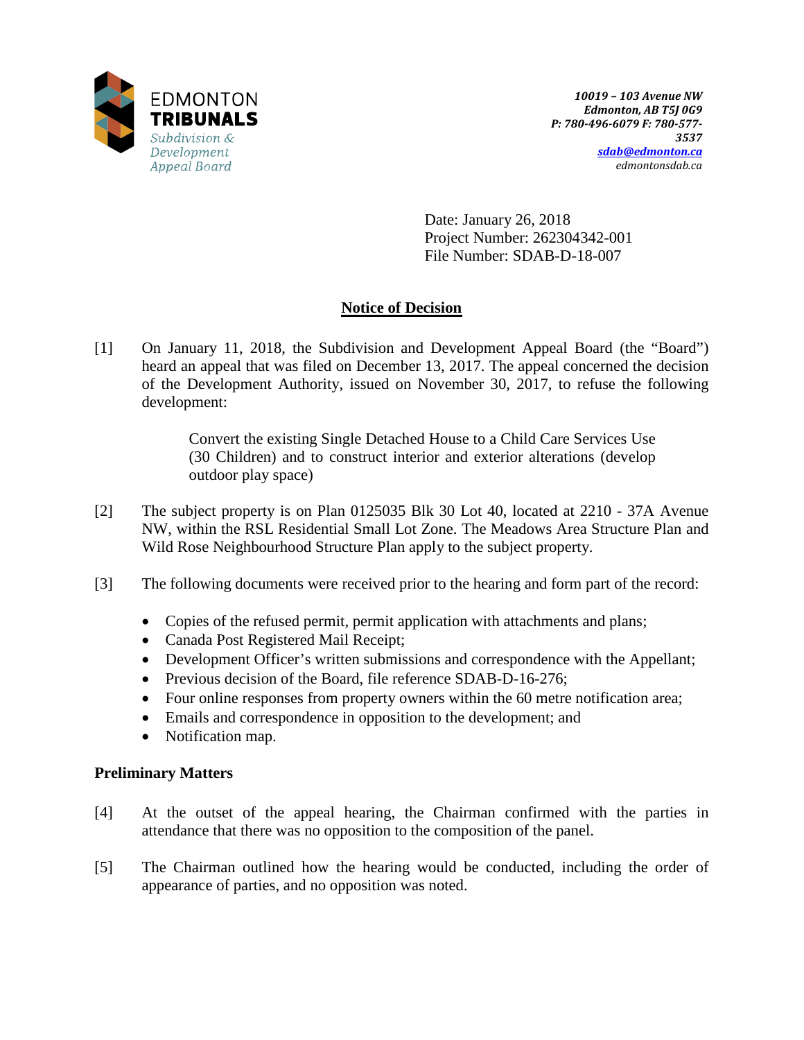EDMONTON
**TRIBUNALS**
*Subdivision & Development Appeal Board*

***10019 – 103 Avenue NW***
***Edmonton, AB T5J 0G9***
***P: 780-496-6079 F: 780-577-3537***
***sdab@edmonton.ca***
*edmontonsdab.ca*

Date: January 26, 2018
Project Number: 262304342-001
File Number: SDAB-D-18-007

## Notice of Decision

[1] On January 11, 2018, the Subdivision and Development Appeal Board (the "Board") heard an appeal that was filed on December 13, 2017. The appeal concerned the decision of the Development Authority, issued on November 30, 2017, to refuse the following development:

> Convert the existing Single Detached House to a Child Care Services Use (30 Children) and to construct interior and exterior alterations (develop outdoor play space)

[2] The subject property is on Plan 0125035 Blk 30 Lot 40, located at 2210 - 37A Avenue NW, within the RSL Residential Small Lot Zone. The Meadows Area Structure Plan and Wild Rose Neighbourhood Structure Plan apply to the subject property.

[3] The following documents were received prior to the hearing and form part of the record:

- Copies of the refused permit, permit application with attachments and plans;
- Canada Post Registered Mail Receipt;
- Development Officer's written submissions and correspondence with the Appellant;
- Previous decision of the Board, file reference SDAB-D-16-276;
- Four online responses from property owners within the 60 metre notification area;
- Emails and correspondence in opposition to the development; and
- Notification map.

### Preliminary Matters

[4] At the outset of the appeal hearing, the Chairman confirmed with the parties in attendance that there was no opposition to the composition of the panel.

[5] The Chairman outlined how the hearing would be conducted, including the order of appearance of parties, and no opposition was noted.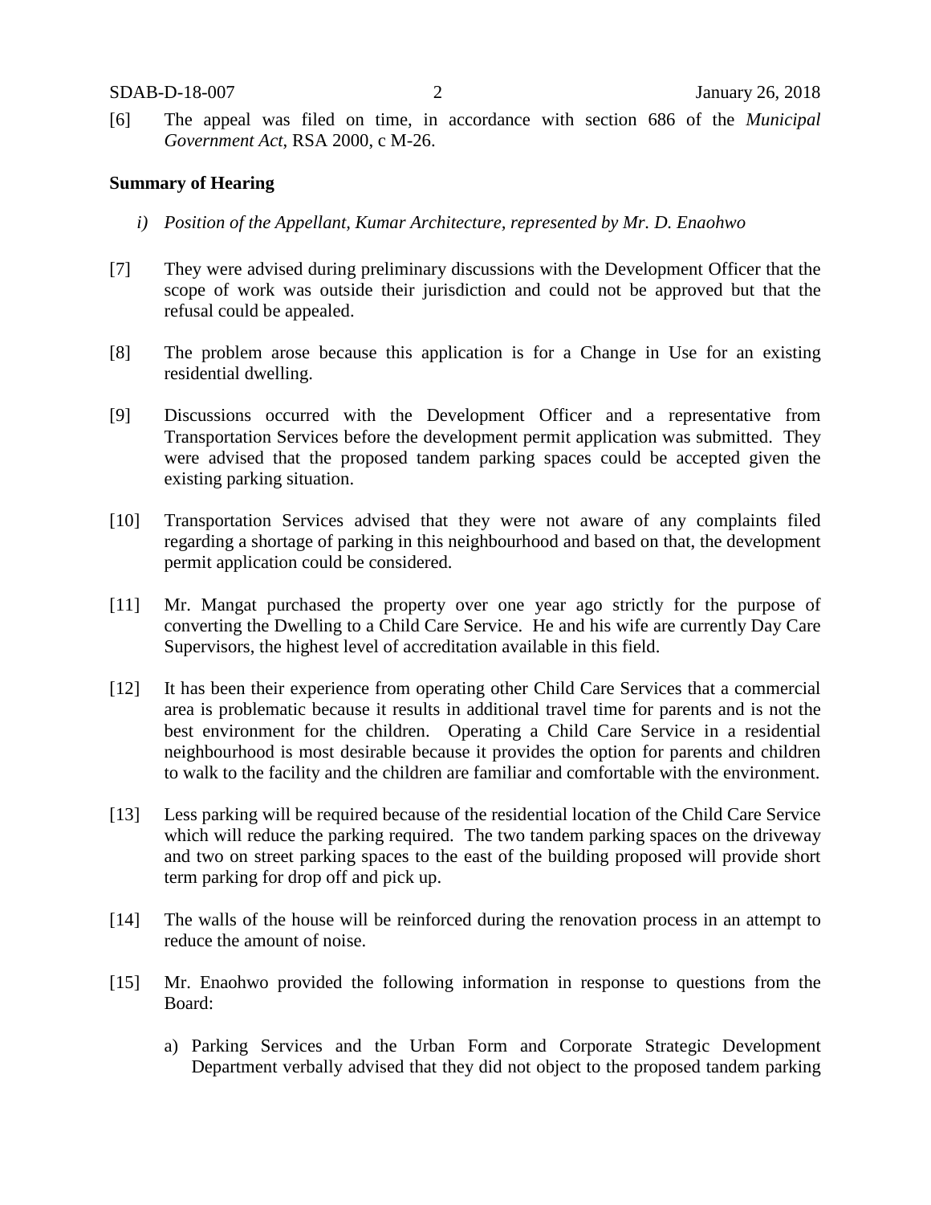[6] The appeal was filed on time, in accordance with section 686 of the *Municipal Government Act*, RSA 2000, c M-26.

**Summary of Hearing**

*i) Position of the Appellant, Kumar Architecture, represented by Mr. D. Enaohwo*

[7] They were advised during preliminary discussions with the Development Officer that the scope of work was outside their jurisdiction and could not be approved but that the refusal could be appealed.

[8] The problem arose because this application is for a Change in Use for an existing residential dwelling.

[9] Discussions occurred with the Development Officer and a representative from Transportation Services before the development permit application was submitted. They were advised that the proposed tandem parking spaces could be accepted given the existing parking situation.

[10] Transportation Services advised that they were not aware of any complaints filed regarding a shortage of parking in this neighbourhood and based on that, the development permit application could be considered.

[11] Mr. Mangat purchased the property over one year ago strictly for the purpose of converting the Dwelling to a Child Care Service. He and his wife are currently Day Care Supervisors, the highest level of accreditation available in this field.

[12] It has been their experience from operating other Child Care Services that a commercial area is problematic because it results in additional travel time for parents and is not the best environment for the children. Operating a Child Care Service in a residential neighbourhood is most desirable because it provides the option for parents and children to walk to the facility and the children are familiar and comfortable with the environment.

[13] Less parking will be required because of the residential location of the Child Care Service which will reduce the parking required. The two tandem parking spaces on the driveway and two on street parking spaces to the east of the building proposed will provide short term parking for drop off and pick up.

[14] The walls of the house will be reinforced during the renovation process in an attempt to reduce the amount of noise.

[15] Mr. Enaohwo provided the following information in response to questions from the Board:

a) Parking Services and the Urban Form and Corporate Strategic Development Department verbally advised that they did not object to the proposed tandem parking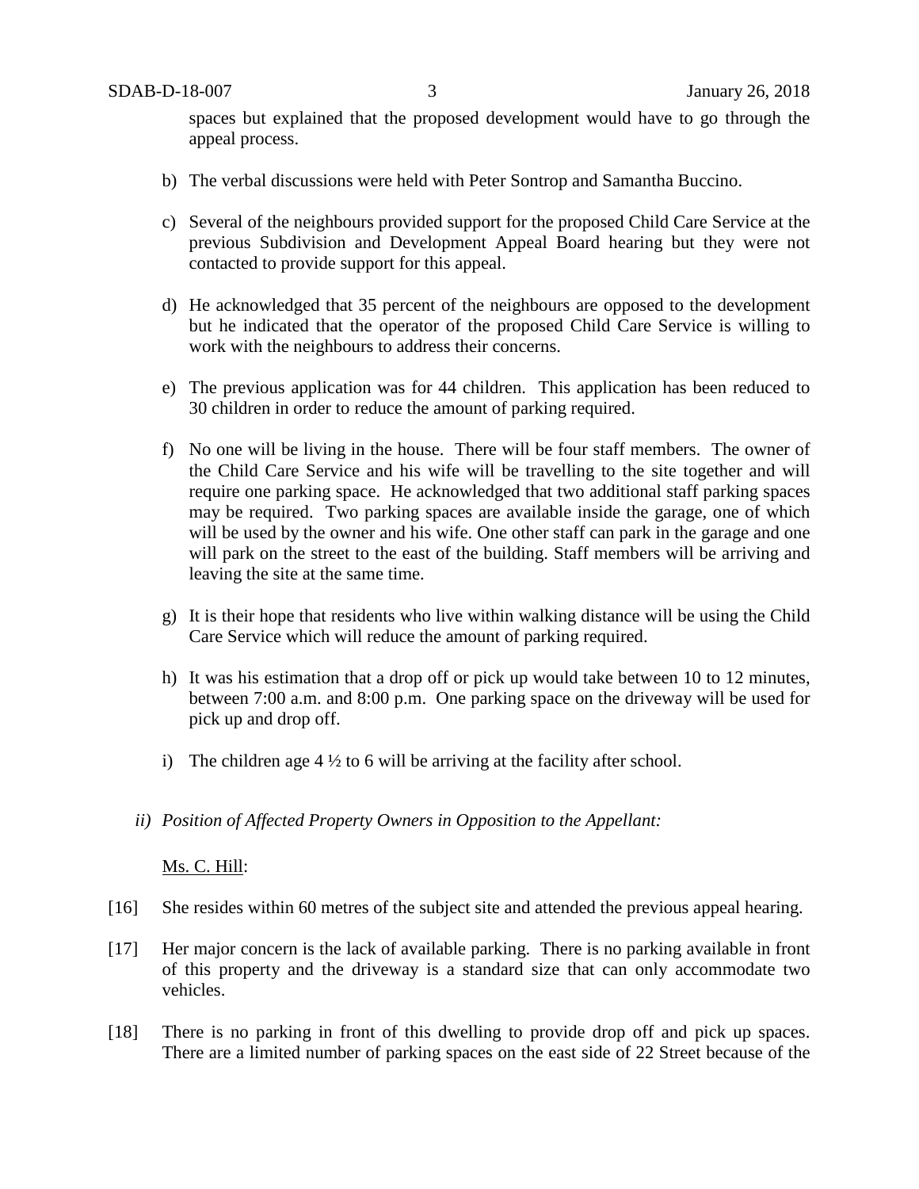spaces but explained that the proposed development would have to go through the appeal process.

b) The verbal discussions were held with Peter Sontrop and Samantha Buccino.

c) Several of the neighbours provided support for the proposed Child Care Service at the previous Subdivision and Development Appeal Board hearing but they were not contacted to provide support for this appeal.

d) He acknowledged that 35 percent of the neighbours are opposed to the development but he indicated that the operator of the proposed Child Care Service is willing to work with the neighbours to address their concerns.

e) The previous application was for 44 children. This application has been reduced to 30 children in order to reduce the amount of parking required.

f) No one will be living in the house. There will be four staff members. The owner of the Child Care Service and his wife will be travelling to the site together and will require one parking space. He acknowledged that two additional staff parking spaces may be required. Two parking spaces are available inside the garage, one of which will be used by the owner and his wife. One other staff can park in the garage and one will park on the street to the east of the building. Staff members will be arriving and leaving the site at the same time.

g) It is their hope that residents who live within walking distance will be using the Child Care Service which will reduce the amount of parking required.

h) It was his estimation that a drop off or pick up would take between 10 to 12 minutes, between 7:00 a.m. and 8:00 p.m. One parking space on the driveway will be used for pick up and drop off.

i) The children age 4 ½ to 6 will be arriving at the facility after school.

*ii) Position of Affected Property Owners in Opposition to the Appellant:*

Ms. C. Hill:

[16] She resides within 60 metres of the subject site and attended the previous appeal hearing.

[17] Her major concern is the lack of available parking. There is no parking available in front of this property and the driveway is a standard size that can only accommodate two vehicles.

[18] There is no parking in front of this dwelling to provide drop off and pick up spaces. There are a limited number of parking spaces on the east side of 22 Street because of the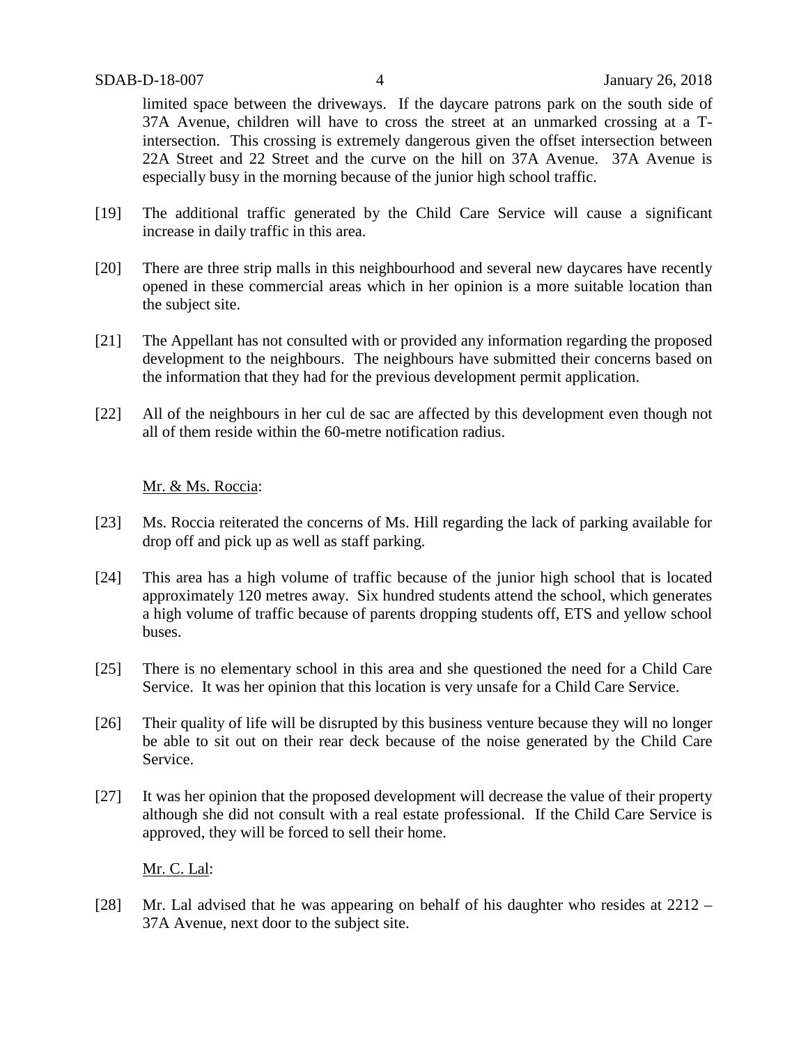limited space between the driveways. If the daycare patrons park on the south side of 37A Avenue, children will have to cross the street at an unmarked crossing at a T-intersection. This crossing is extremely dangerous given the offset intersection between 22A Street and 22 Street and the curve on the hill on 37A Avenue. 37A Avenue is especially busy in the morning because of the junior high school traffic.

[19] The additional traffic generated by the Child Care Service will cause a significant increase in daily traffic in this area.

[20] There are three strip malls in this neighbourhood and several new daycares have recently opened in these commercial areas which in her opinion is a more suitable location than the subject site.

[21] The Appellant has not consulted with or provided any information regarding the proposed development to the neighbours. The neighbours have submitted their concerns based on the information that they had for the previous development permit application.

[22] All of the neighbours in her cul de sac are affected by this development even though not all of them reside within the 60-metre notification radius.

Mr. & Ms. Roccia:

[23] Ms. Roccia reiterated the concerns of Ms. Hill regarding the lack of parking available for drop off and pick up as well as staff parking.

[24] This area has a high volume of traffic because of the junior high school that is located approximately 120 metres away. Six hundred students attend the school, which generates a high volume of traffic because of parents dropping students off, ETS and yellow school buses.

[25] There is no elementary school in this area and she questioned the need for a Child Care Service. It was her opinion that this location is very unsafe for a Child Care Service.

[26] Their quality of life will be disrupted by this business venture because they will no longer be able to sit out on their rear deck because of the noise generated by the Child Care Service.

[27] It was her opinion that the proposed development will decrease the value of their property although she did not consult with a real estate professional. If the Child Care Service is approved, they will be forced to sell their home.

Mr. C. Lal:

[28] Mr. Lal advised that he was appearing on behalf of his daughter who resides at 2212 – 37A Avenue, next door to the subject site.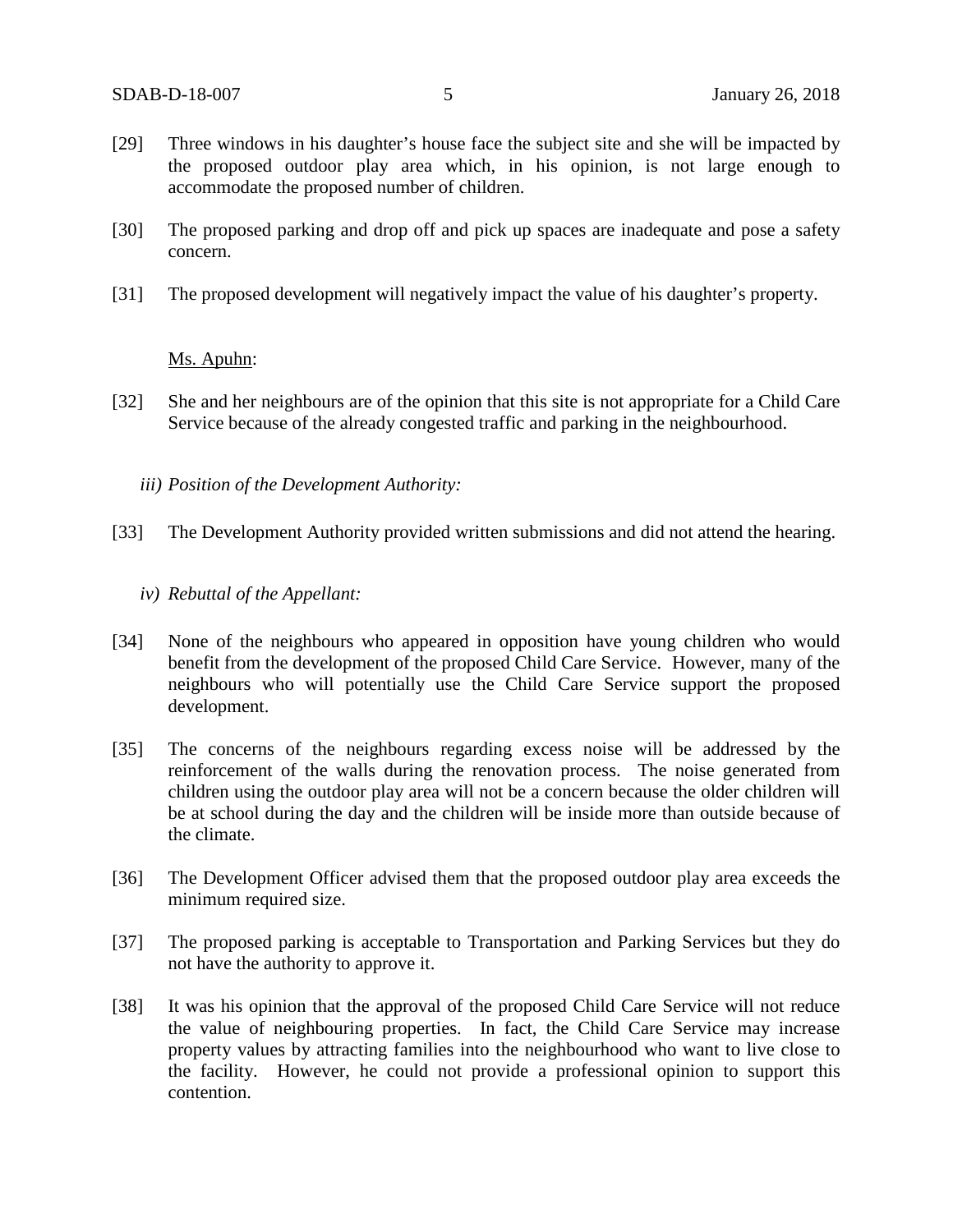[29] Three windows in his daughter's house face the subject site and she will be impacted by the proposed outdoor play area which, in his opinion, is not large enough to accommodate the proposed number of children.

[30] The proposed parking and drop off and pick up spaces are inadequate and pose a safety concern.

[31] The proposed development will negatively impact the value of his daughter's property.

<u>Ms. Apuhn</u>:

[32] She and her neighbours are of the opinion that this site is not appropriate for a Child Care Service because of the already congested traffic and parking in the neighbourhood.

*iii) Position of the Development Authority:*

[33] The Development Authority provided written submissions and did not attend the hearing.

*iv) Rebuttal of the Appellant:*

[34] None of the neighbours who appeared in opposition have young children who would benefit from the development of the proposed Child Care Service. However, many of the neighbours who will potentially use the Child Care Service support the proposed development.

[35] The concerns of the neighbours regarding excess noise will be addressed by the reinforcement of the walls during the renovation process. The noise generated from children using the outdoor play area will not be a concern because the older children will be at school during the day and the children will be inside more than outside because of the climate.

[36] The Development Officer advised them that the proposed outdoor play area exceeds the minimum required size.

[37] The proposed parking is acceptable to Transportation and Parking Services but they do not have the authority to approve it.

[38] It was his opinion that the approval of the proposed Child Care Service will not reduce the value of neighbouring properties. In fact, the Child Care Service may increase property values by attracting families into the neighbourhood who want to live close to the facility. However, he could not provide a professional opinion to support this contention.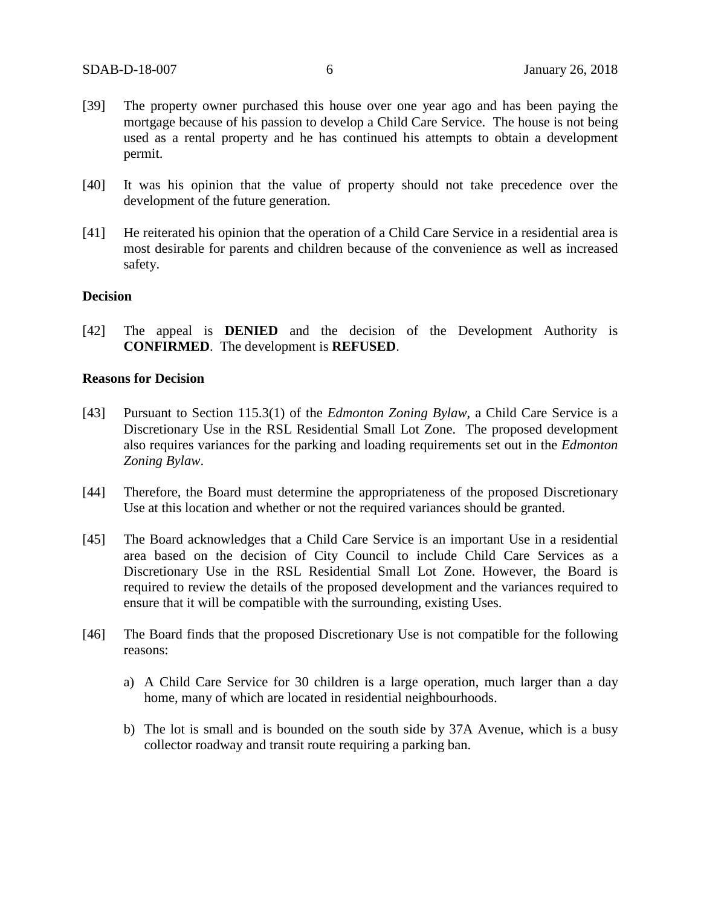[39] The property owner purchased this house over one year ago and has been paying the mortgage because of his passion to develop a Child Care Service. The house is not being used as a rental property and he has continued his attempts to obtain a development permit.

[40] It was his opinion that the value of property should not take precedence over the development of the future generation.

[41] He reiterated his opinion that the operation of a Child Care Service in a residential area is most desirable for parents and children because of the convenience as well as increased safety.

**Decision**

[42] The appeal is **DENIED** and the decision of the Development Authority is **CONFIRMED**. The development is **REFUSED**.

**Reasons for Decision**

[43] Pursuant to Section 115.3(1) of the *Edmonton Zoning Bylaw*, a Child Care Service is a Discretionary Use in the RSL Residential Small Lot Zone. The proposed development also requires variances for the parking and loading requirements set out in the *Edmonton Zoning Bylaw*.

[44] Therefore, the Board must determine the appropriateness of the proposed Discretionary Use at this location and whether or not the required variances should be granted.

[45] The Board acknowledges that a Child Care Service is an important Use in a residential area based on the decision of City Council to include Child Care Services as a Discretionary Use in the RSL Residential Small Lot Zone. However, the Board is required to review the details of the proposed development and the variances required to ensure that it will be compatible with the surrounding, existing Uses.

[46] The Board finds that the proposed Discretionary Use is not compatible for the following reasons:

a) A Child Care Service for 30 children is a large operation, much larger than a day home, many of which are located in residential neighbourhoods.

b) The lot is small and is bounded on the south side by 37A Avenue, which is a busy collector roadway and transit route requiring a parking ban.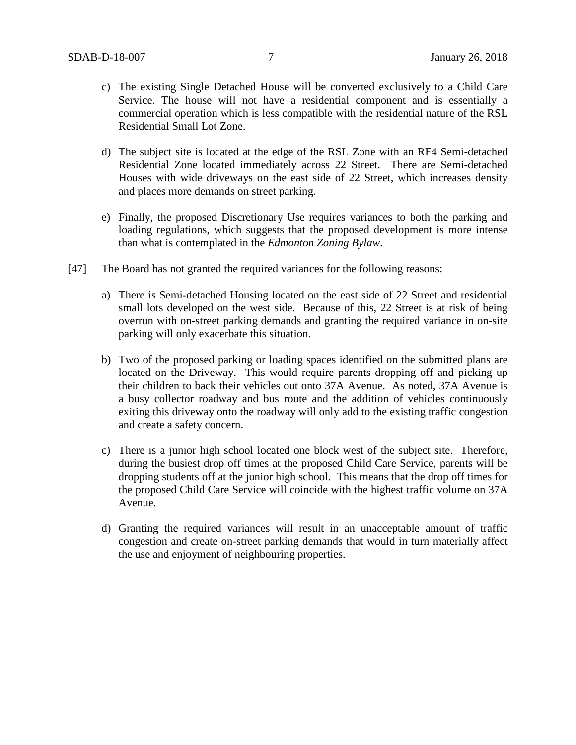c) The existing Single Detached House will be converted exclusively to a Child Care Service. The house will not have a residential component and is essentially a commercial operation which is less compatible with the residential nature of the RSL Residential Small Lot Zone.

d) The subject site is located at the edge of the RSL Zone with an RF4 Semi-detached Residential Zone located immediately across 22 Street. There are Semi-detached Houses with wide driveways on the east side of 22 Street, which increases density and places more demands on street parking.

e) Finally, the proposed Discretionary Use requires variances to both the parking and loading regulations, which suggests that the proposed development is more intense than what is contemplated in the *Edmonton Zoning Bylaw*.

[47] The Board has not granted the required variances for the following reasons:

a) There is Semi-detached Housing located on the east side of 22 Street and residential small lots developed on the west side. Because of this, 22 Street is at risk of being overrun with on-street parking demands and granting the required variance in on-site parking will only exacerbate this situation.

b) Two of the proposed parking or loading spaces identified on the submitted plans are located on the Driveway. This would require parents dropping off and picking up their children to back their vehicles out onto 37A Avenue. As noted, 37A Avenue is a busy collector roadway and bus route and the addition of vehicles continuously exiting this driveway onto the roadway will only add to the existing traffic congestion and create a safety concern.

c) There is a junior high school located one block west of the subject site. Therefore, during the busiest drop off times at the proposed Child Care Service, parents will be dropping students off at the junior high school. This means that the drop off times for the proposed Child Care Service will coincide with the highest traffic volume on 37A Avenue.

d) Granting the required variances will result in an unacceptable amount of traffic congestion and create on-street parking demands that would in turn materially affect the use and enjoyment of neighbouring properties.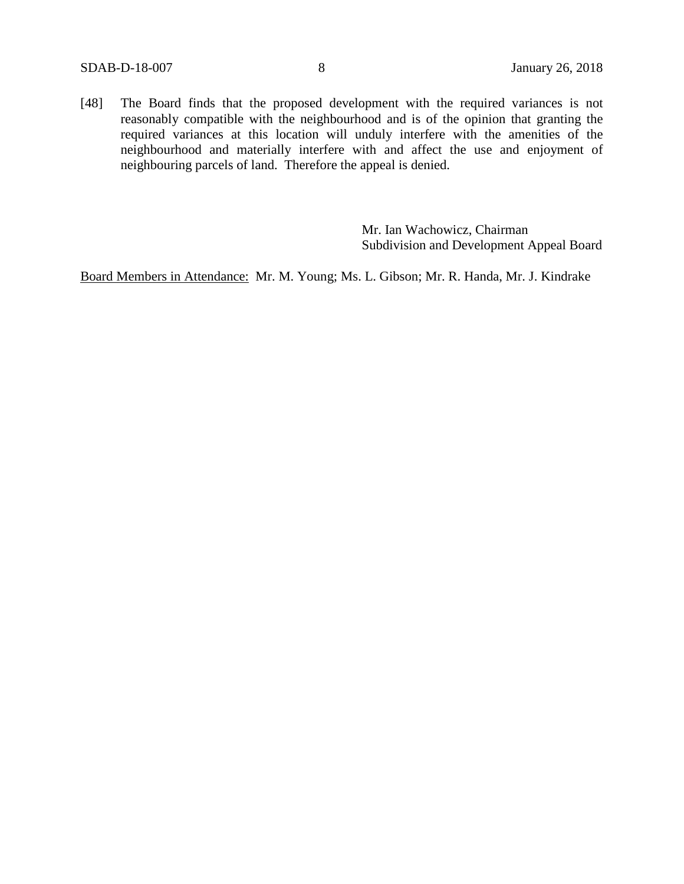[48] The Board finds that the proposed development with the required variances is not reasonably compatible with the neighbourhood and is of the opinion that granting the required variances at this location will unduly interfere with the amenities of the neighbourhood and materially interfere with and affect the use and enjoyment of neighbouring parcels of land. Therefore the appeal is denied.

Mr. Ian Wachowicz, Chairman
Subdivision and Development Appeal Board

Board Members in Attendance: Mr. M. Young; Ms. L. Gibson; Mr. R. Handa, Mr. J. Kindrake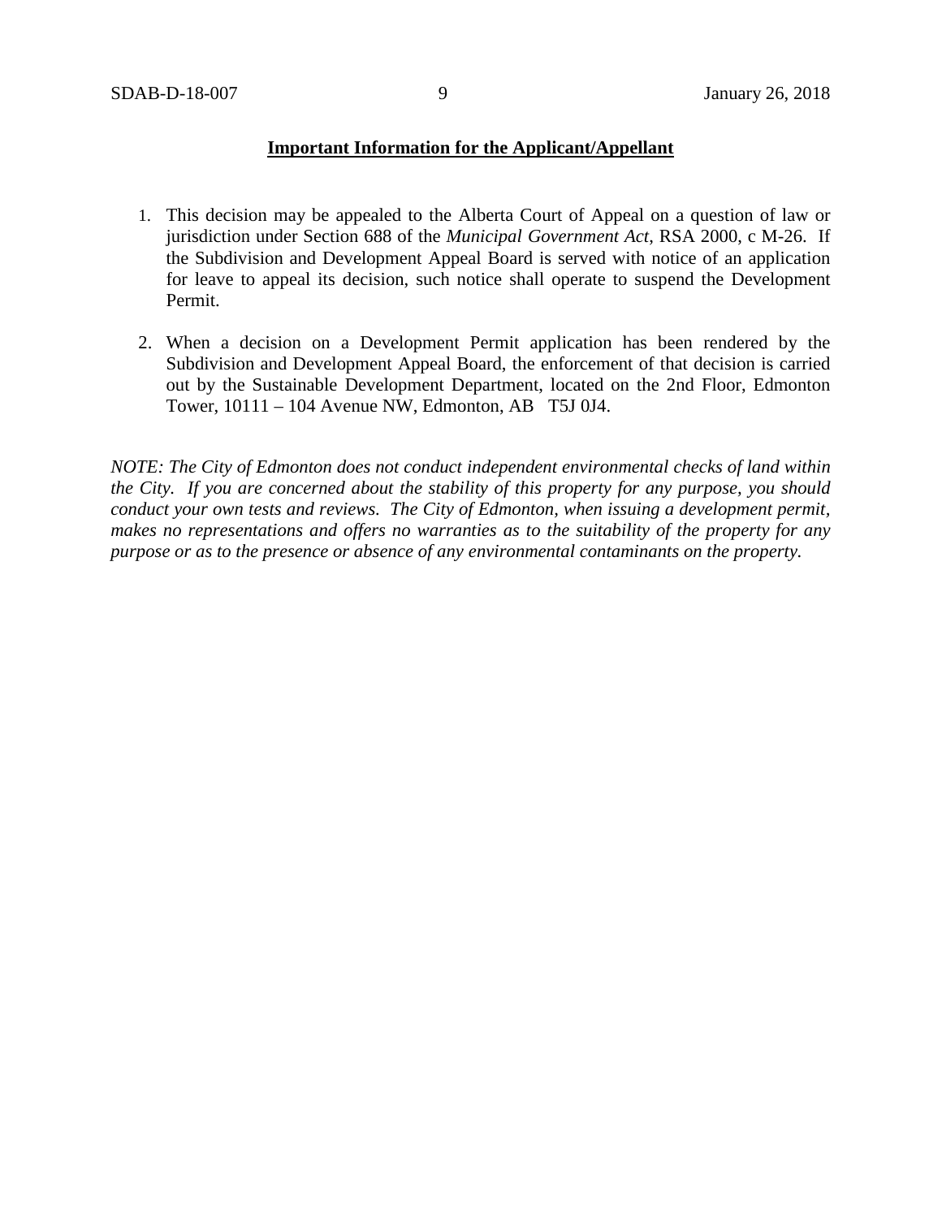**Important Information for the Applicant/Appellant**

1. This decision may be appealed to the Alberta Court of Appeal on a question of law or jurisdiction under Section 688 of the *Municipal Government Act*, RSA 2000, c M-26. If the Subdivision and Development Appeal Board is served with notice of an application for leave to appeal its decision, such notice shall operate to suspend the Development Permit.

2. When a decision on a Development Permit application has been rendered by the Subdivision and Development Appeal Board, the enforcement of that decision is carried out by the Sustainable Development Department, located on the 2nd Floor, Edmonton Tower, 10111 – 104 Avenue NW, Edmonton, AB T5J 0J4.

*NOTE: The City of Edmonton does not conduct independent environmental checks of land within the City. If you are concerned about the stability of this property for any purpose, you should conduct your own tests and reviews. The City of Edmonton, when issuing a development permit, makes no representations and offers no warranties as to the suitability of the property for any purpose or as to the presence or absence of any environmental contaminants on the property.*